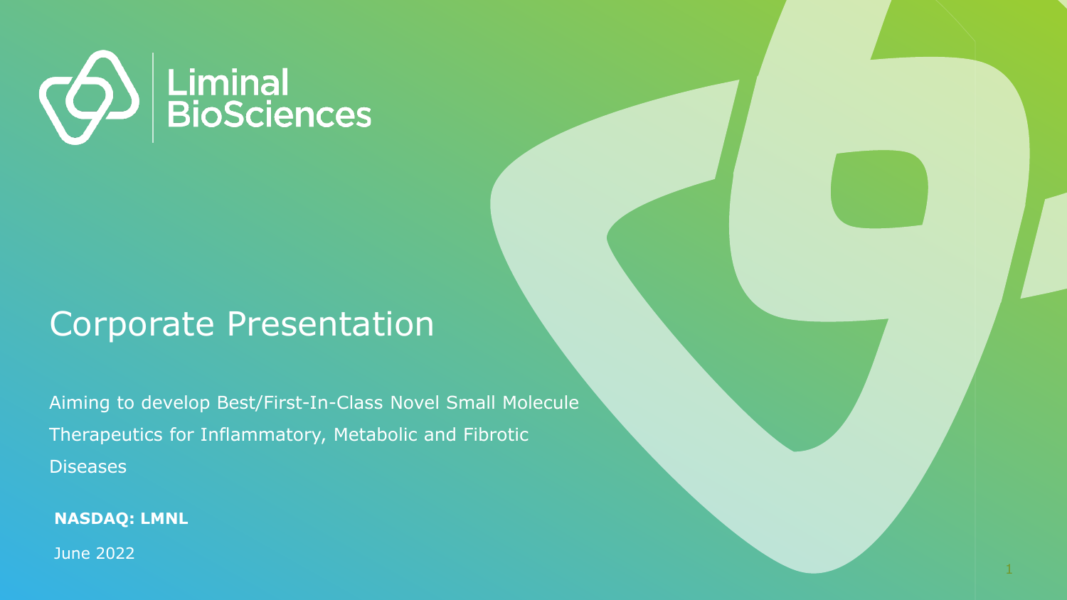Liminal BioSciences

# Corporate Presentation

Aiming to develop Best/First-In-Class Novel Small Molecule Therapeutics for Inflammatory, Metabolic and Fibrotic Diseases

**NASDAQ: LMNL**

June 2022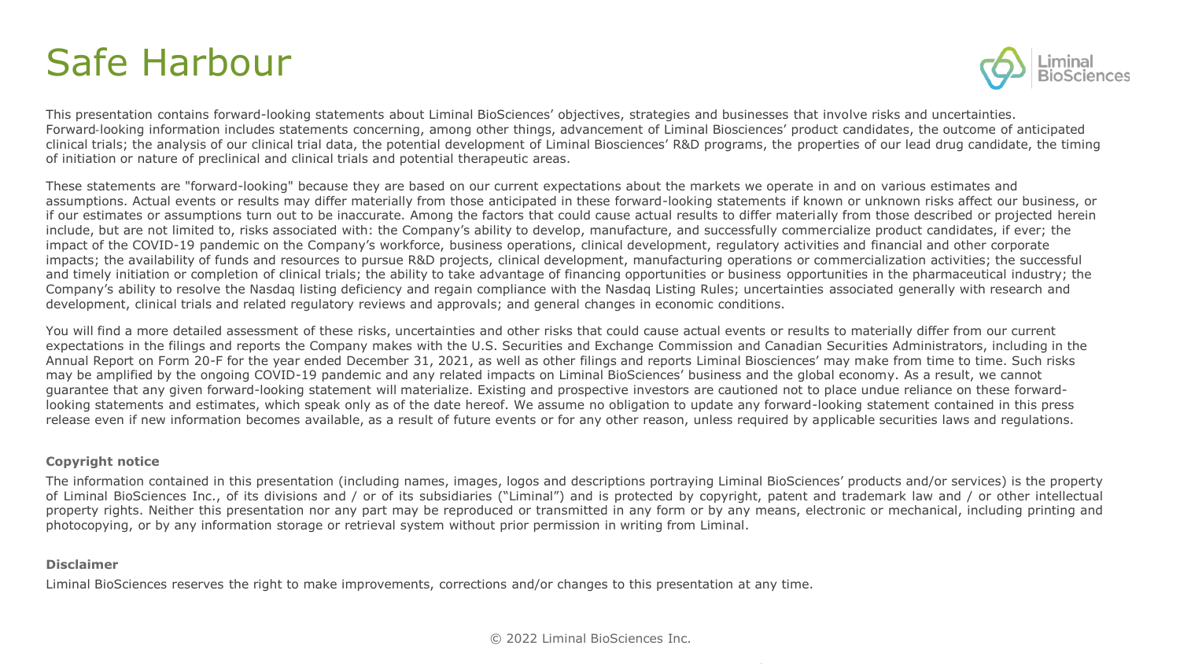# Safe Harbour

This presentation contains forward-looking statements about Liminal BioSciences' objectives, strategies and businesses that involve risks and uncertainties. Forward-looking information includes statements concerning, among other things, advancement of Liminal Biosciences' product candidates, the outcome of anticipated clinical trials; the analysis of our clinical trial data, the potential development of Liminal Biosciences' R&D programs, the properties of our lead drug candidate, the timing of initiation or nature of preclinical and clinical trials and potential therapeutic areas.

These statements are "forward-looking" because they are based on our current expectations about the markets we operate in and on various estimates and assumptions. Actual events or results may differ materially from those anticipated in these forward-looking statements if known or unknown risks affect our business, or if our estimates or assumptions turn out to be inaccurate. Among the factors that could cause actual results to differ materially from those described or projected herein include, but are not limited to, risks associated with: the Company's ability to develop, manufacture, and successfully commercialize product candidates, if ever; the impact of the COVID-19 pandemic on the Company's workforce, business operations, clinical development, regulatory activities and financial and other corporate impacts; the availability of funds and resources to pursue R&D projects, clinical development, manufacturing operations or commercialization activities; the successful and timely initiation or completion of clinical trials; the ability to take advantage of financing opportunities or business opportunities in the pharmaceutical industry; the Company's ability to resolve the Nasdaq listing deficiency and regain compliance with the Nasdaq Listing Rules; uncertainties associated generally with research and development, clinical trials and related regulatory reviews and approvals; and general changes in economic conditions.

You will find a more detailed assessment of these risks, uncertainties and other risks that could cause actual events or results to materially differ from our current expectations in the filings and reports the Company makes with the U.S. Securities and Exchange Commission and Canadian Securities Administrators, including in the Annual Report on Form 20-F for the year ended December 31, 2021, as well as other filings and reports Liminal Biosciences' may make from time to time. Such risks may be amplified by the ongoing COVID-19 pandemic and any related impacts on Liminal BioSciences' business and the global economy. As a result, we cannot guarantee that any given forward-looking statement will materialize. Existing and prospective investors are cautioned not to place undue reliance on these forward-looking statements and estimates, which speak only as of the date hereof. We assume no obligation to update any forward-looking statement contained in this press release even if new information becomes available, as a result of future events or for any other reason, unless required by applicable securities laws and regulations.

**Copyright notice**

The information contained in this presentation (including names, images, logos and descriptions portraying Liminal BioSciences' products and/or services) is the property of Liminal BioSciences Inc., of its divisions and / or of its subsidiaries ("Liminal") and is protected by copyright, patent and trademark law and / or other intellectual property rights. Neither this presentation nor any part may be reproduced or transmitted in any form or by any means, electronic or mechanical, including printing and photocopying, or by any information storage or retrieval system without prior permission in writing from Liminal.

**Disclaimer**

Liminal BioSciences reserves the right to make improvements, corrections and/or changes to this presentation at any time.

© 2022 Liminal BioSciences Inc.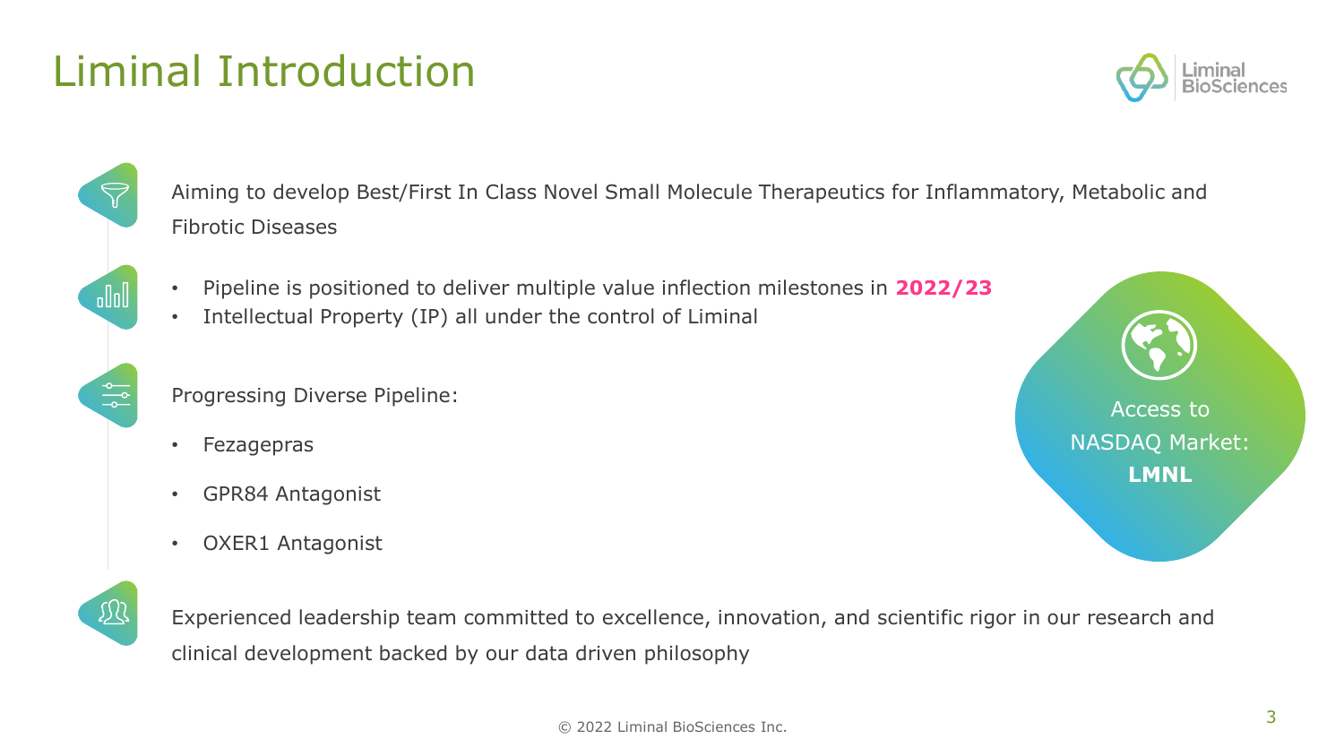# Liminal Introduction

Aiming to develop Best/First In Class Novel Small Molecule Therapeutics for Inflammatory, Metabolic and Fibrotic Diseases

- Pipeline is positioned to deliver multiple value inflection milestones in **2022/23**
- Intellectual Property (IP) all under the control of Liminal

Progressing Diverse Pipeline:

- Fezagepras
- GPR84 Antagonist
- OXER1 Antagonist

Experienced leadership team committed to excellence, innovation, and scientific rigor in our research and clinical development backed by our data driven philosophy

Access to NASDAQ Market: **LMNL**

© 2022 Liminal BioSciences Inc.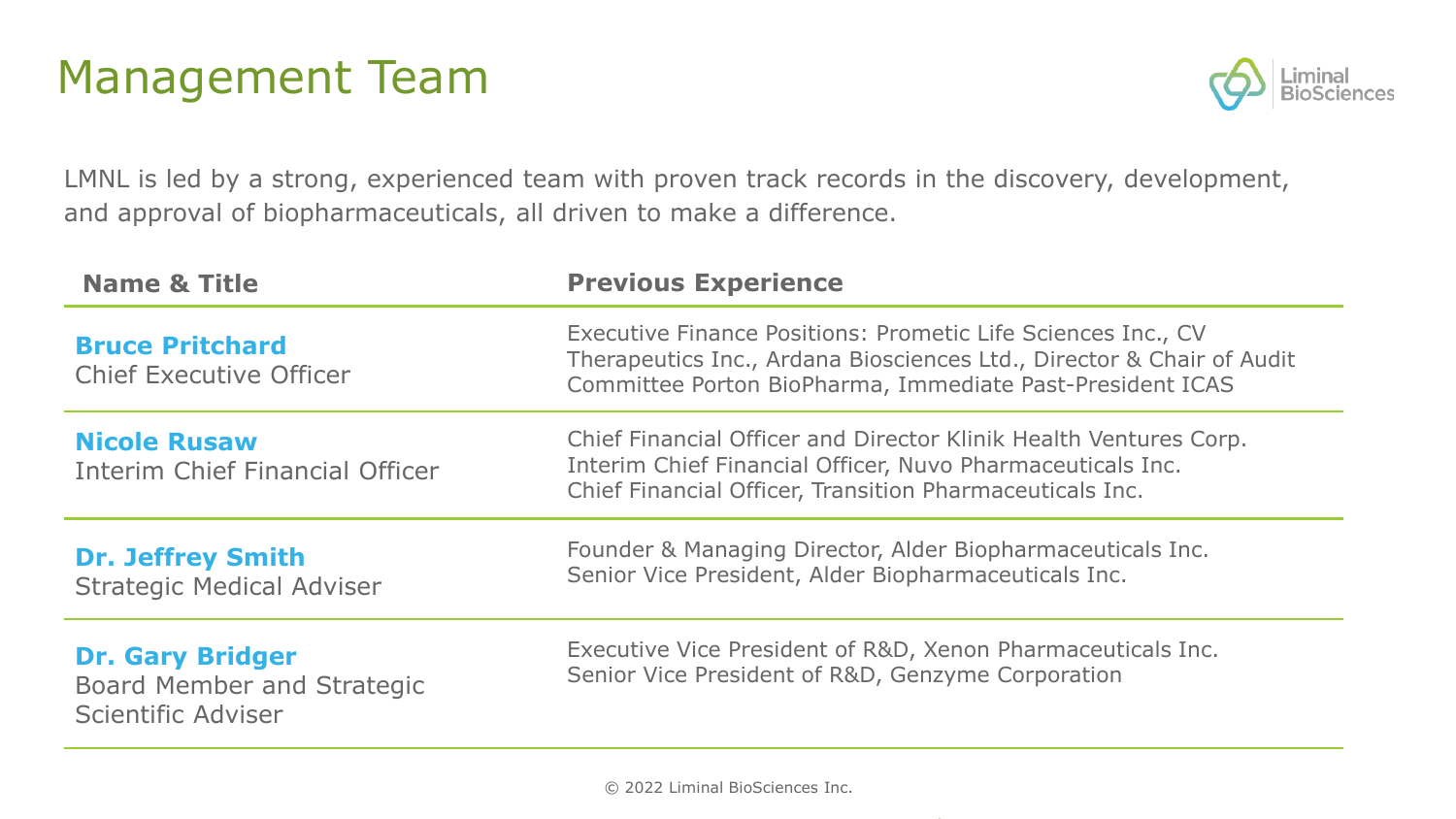# Management Team

LMNL is led by a strong, experienced team with proven track records in the discovery, development, and approval of biopharmaceuticals, all driven to make a difference.

| Name & Title | Previous Experience |
|---|---|
| **Bruce Pritchard**<br>Chief Executive Officer | Executive Finance Positions: Prometic Life Sciences Inc., CV Therapeutics Inc., Ardana Biosciences Ltd., Director & Chair of Audit Committee Porton BioPharma, Immediate Past-President ICAS |
| **Nicole Rusaw**<br>Interim Chief Financial Officer | Chief Financial Officer and Director Klinik Health Ventures Corp.<br>Interim Chief Financial Officer, Nuvo Pharmaceuticals Inc.<br>Chief Financial Officer, Transition Pharmaceuticals Inc. |
| **Dr. Jeffrey Smith**<br>Strategic Medical Adviser | Founder & Managing Director, Alder Biopharmaceuticals Inc.<br>Senior Vice President, Alder Biopharmaceuticals Inc. |
| **Dr. Gary Bridger**<br>Board Member and Strategic Scientific Adviser | Executive Vice President of R&D, Xenon Pharmaceuticals Inc.<br>Senior Vice President of R&D, Genzyme Corporation |

© 2022 Liminal BioSciences Inc.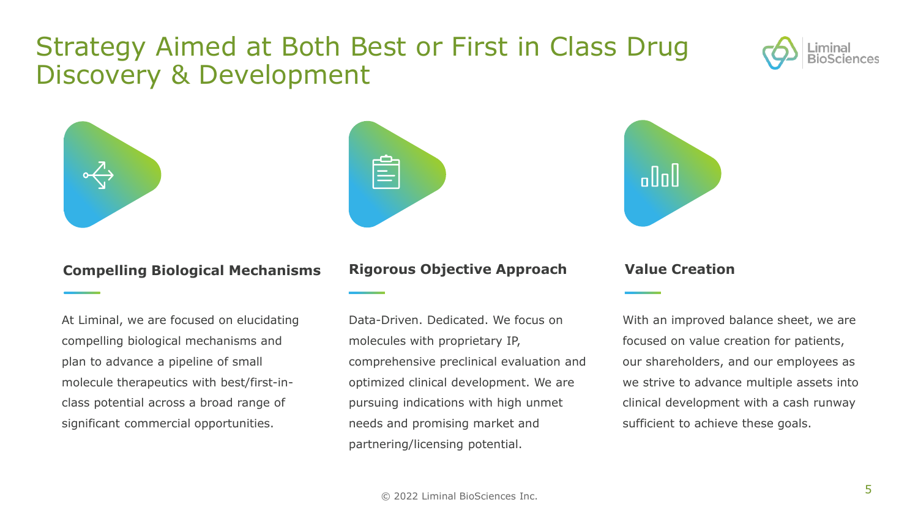# Strategy Aimed at Both Best or First in Class Drug Discovery & Development

### Compelling Biological Mechanisms

At Liminal, we are focused on elucidating compelling biological mechanisms and plan to advance a pipeline of small molecule therapeutics with best/first-in-class potential across a broad range of significant commercial opportunities.

### Rigorous Objective Approach

Data-Driven. Dedicated. We focus on molecules with proprietary IP, comprehensive preclinical evaluation and optimized clinical development. We are pursuing indications with high unmet needs and promising market and partnering/licensing potential.

### Value Creation

With an improved balance sheet, we are focused on value creation for patients, our shareholders, and our employees as we strive to advance multiple assets into clinical development with a cash runway sufficient to achieve these goals.

© 2022 Liminal BioSciences Inc.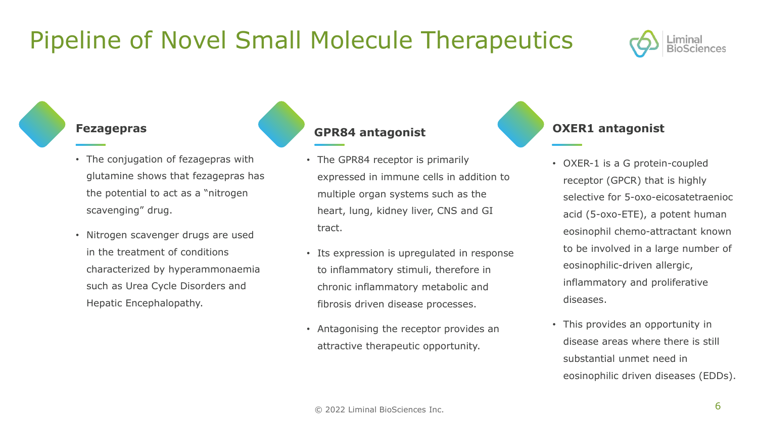# Pipeline of Novel Small Molecule Therapeutics

## Fezagepras

- The conjugation of fezagepras with glutamine shows that fezagepras has the potential to act as a "nitrogen scavenging" drug.
- Nitrogen scavenger drugs are used in the treatment of conditions characterized by hyperammonaemia such as Urea Cycle Disorders and Hepatic Encephalopathy.

## GPR84 antagonist

- The GPR84 receptor is primarily expressed in immune cells in addition to multiple organ systems such as the heart, lung, kidney liver, CNS and GI tract.
- Its expression is upregulated in response to inflammatory stimuli, therefore in chronic inflammatory metabolic and fibrosis driven disease processes.
- Antagonising the receptor provides an attractive therapeutic opportunity.

## OXER1 antagonist

- OXER-1 is a G protein-coupled receptor (GPCR) that is highly selective for 5-oxo-eicosatetraenioc acid (5-oxo-ETE), a potent human eosinophil chemo-attractant known to be involved in a large number of eosinophilic-driven allergic, inflammatory and proliferative diseases.
- This provides an opportunity in disease areas where there is still substantial unmet need in eosinophilic driven diseases (EDDs).

© 2022 Liminal BioSciences Inc.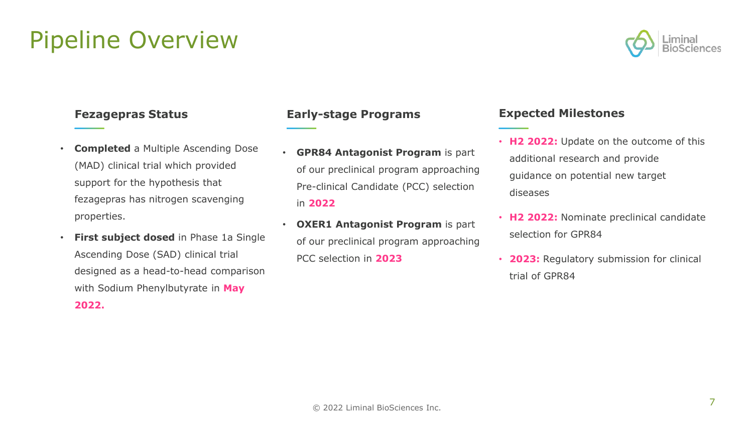# Pipeline Overview

### Fezagepras Status

- **Completed** a Multiple Ascending Dose (MAD) clinical trial which provided support for the hypothesis that fezagepras has nitrogen scavenging properties.
- **First subject dosed** in Phase 1a Single Ascending Dose (SAD) clinical trial designed as a head-to-head comparison with Sodium Phenylbutyrate in **May 2022.**

### Early-stage Programs

- **GPR84 Antagonist Program** is part of our preclinical program approaching Pre-clinical Candidate (PCC) selection in **2022**
- **OXER1 Antagonist Program** is part of our preclinical program approaching PCC selection in **2023**

### Expected Milestones

- **H2 2022:** Update on the outcome of this additional research and provide guidance on potential new target diseases
- **H2 2022:** Nominate preclinical candidate selection for GPR84
- **2023:** Regulatory submission for clinical trial of GPR84

© 2022 Liminal BioSciences Inc.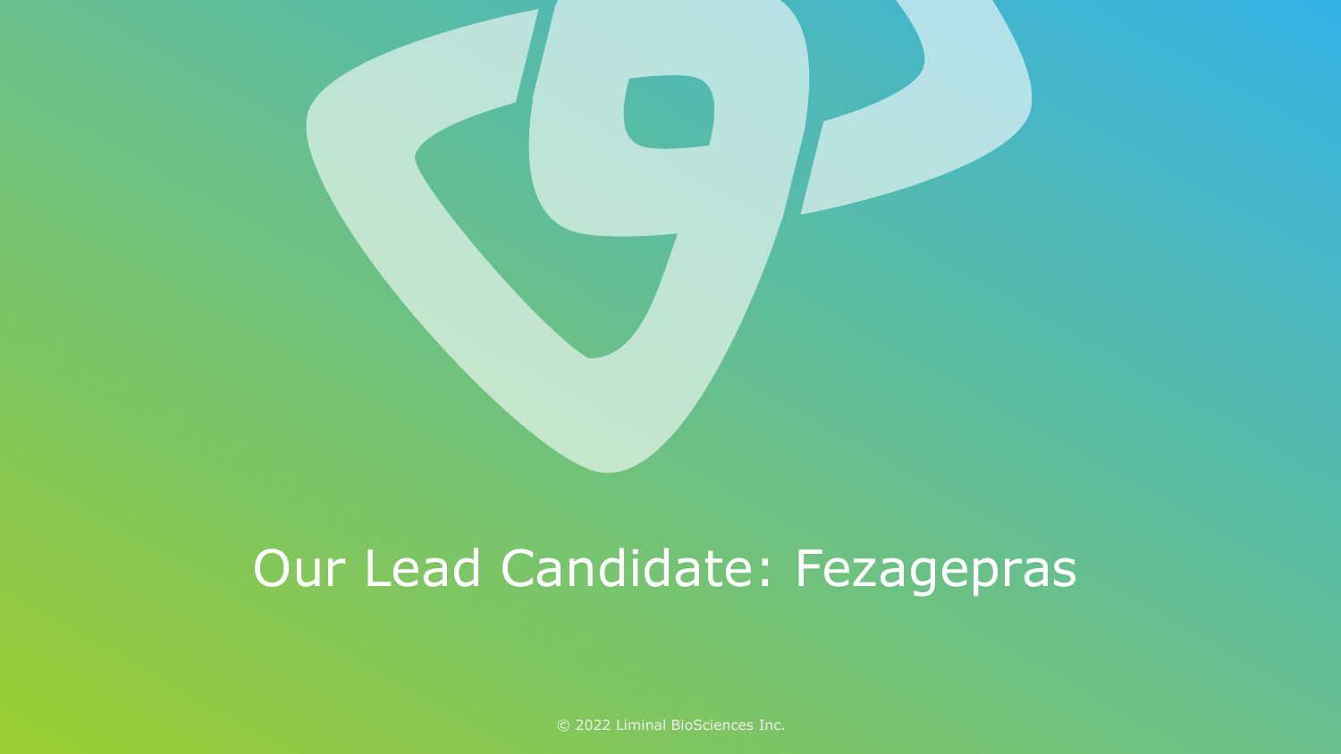# Our Lead Candidate: Fezagepras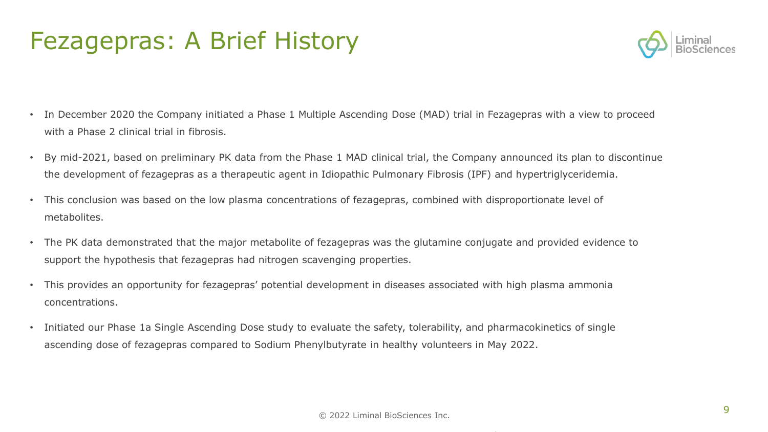# Fezagepras: A Brief History

- In December 2020 the Company initiated a Phase 1 Multiple Ascending Dose (MAD) trial in Fezagepras with a view to proceed with a Phase 2 clinical trial in fibrosis.
- By mid-2021, based on preliminary PK data from the Phase 1 MAD clinical trial, the Company announced its plan to discontinue the development of fezagepras as a therapeutic agent in Idiopathic Pulmonary Fibrosis (IPF) and hypertriglyceridemia.
- This conclusion was based on the low plasma concentrations of fezagepras, combined with disproportionate level of metabolites.
- The PK data demonstrated that the major metabolite of fezagepras was the glutamine conjugate and provided evidence to support the hypothesis that fezagepras had nitrogen scavenging properties.
- This provides an opportunity for fezagepras' potential development in diseases associated with high plasma ammonia concentrations.
- Initiated our Phase 1a Single Ascending Dose study to evaluate the safety, tolerability, and pharmacokinetics of single ascending dose of fezagepras compared to Sodium Phenylbutyrate in healthy volunteers in May 2022.

© 2022 Liminal BioSciences Inc.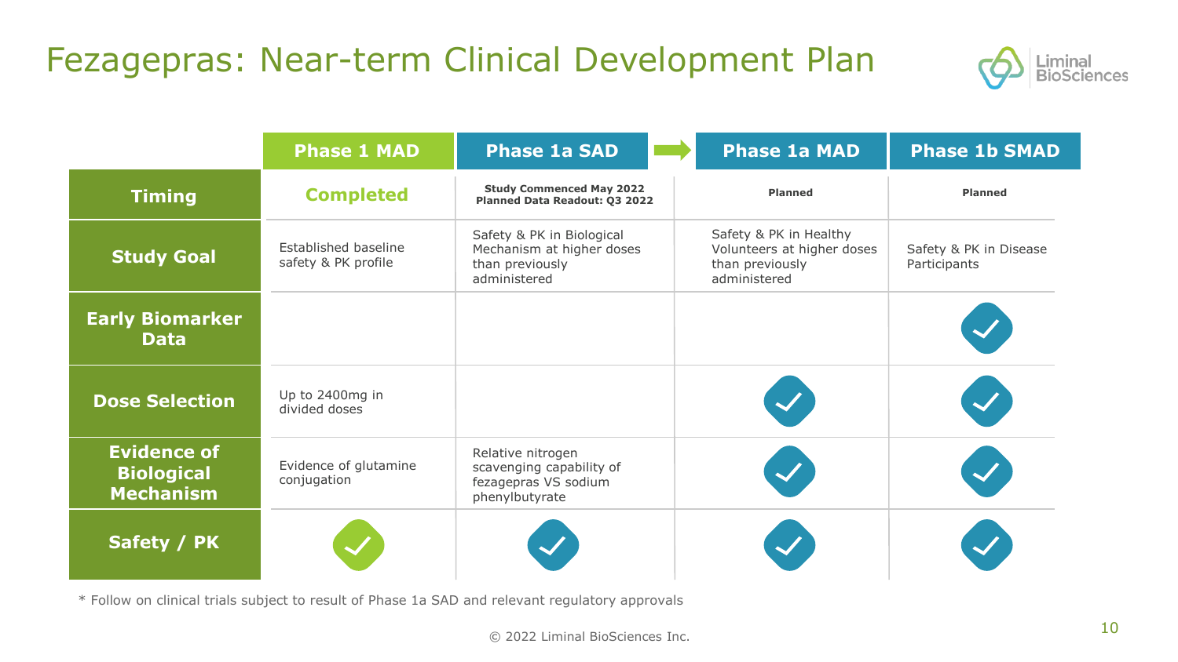# Fezagepras: Near-term Clinical Development Plan

| | Phase 1 MAD | Phase 1a SAD | Phase 1a MAD | Phase 1b SMAD |
|---|---|---|---|---|
| **Timing** | **Completed** | **Study Commenced May 2022 Planned Data Readout: Q3 2022** | **Planned** | **Planned** |
| **Study Goal** | Established baseline safety & PK profile | Safety & PK in Biological Mechanism at higher doses than previously administered | Safety & PK in Healthy Volunteers at higher doses than previously administered | Safety & PK in Disease Participants |
| **Early Biomarker Data** | | | | ✓ |
| **Dose Selection** | Up to 2400mg in divided doses | | ✓ | ✓ |
| **Evidence of Biological Mechanism** | Evidence of glutamine conjugation | Relative nitrogen scavenging capability of fezagepras VS sodium phenylbutyrate | ✓ | ✓ |
| **Safety / PK** | ✓ | ✓ | ✓ | ✓ |

* Follow on clinical trials subject to result of Phase 1a SAD and relevant regulatory approvals

© 2022 Liminal BioSciences Inc.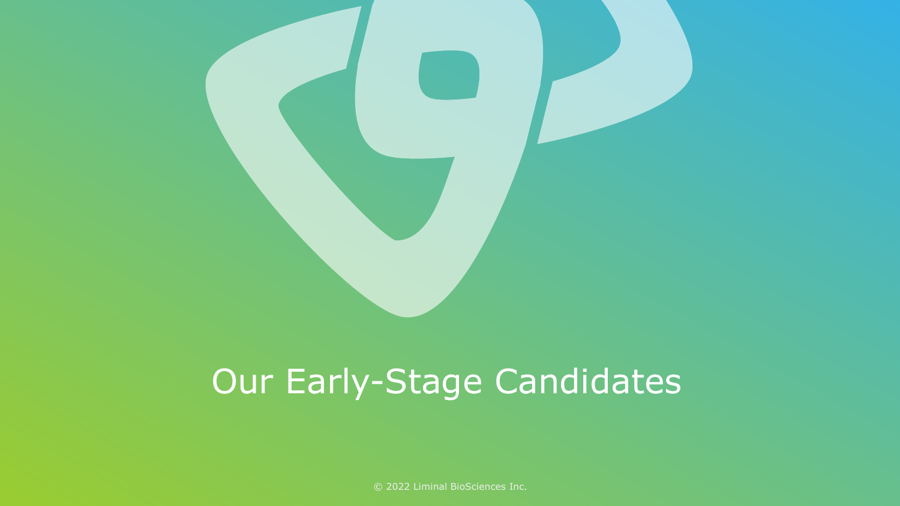# Our Early-Stage Candidates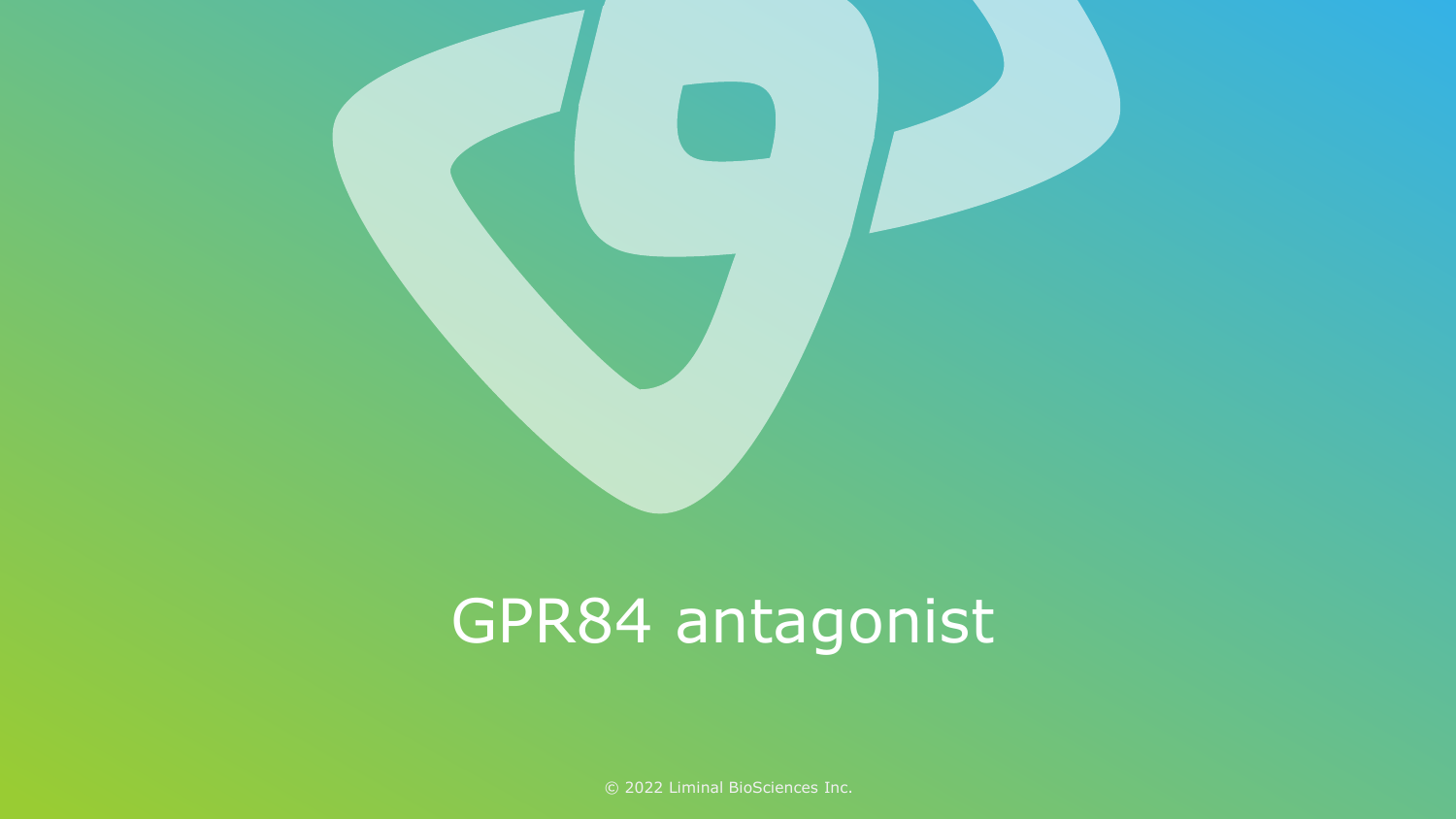# GPR84 antagonist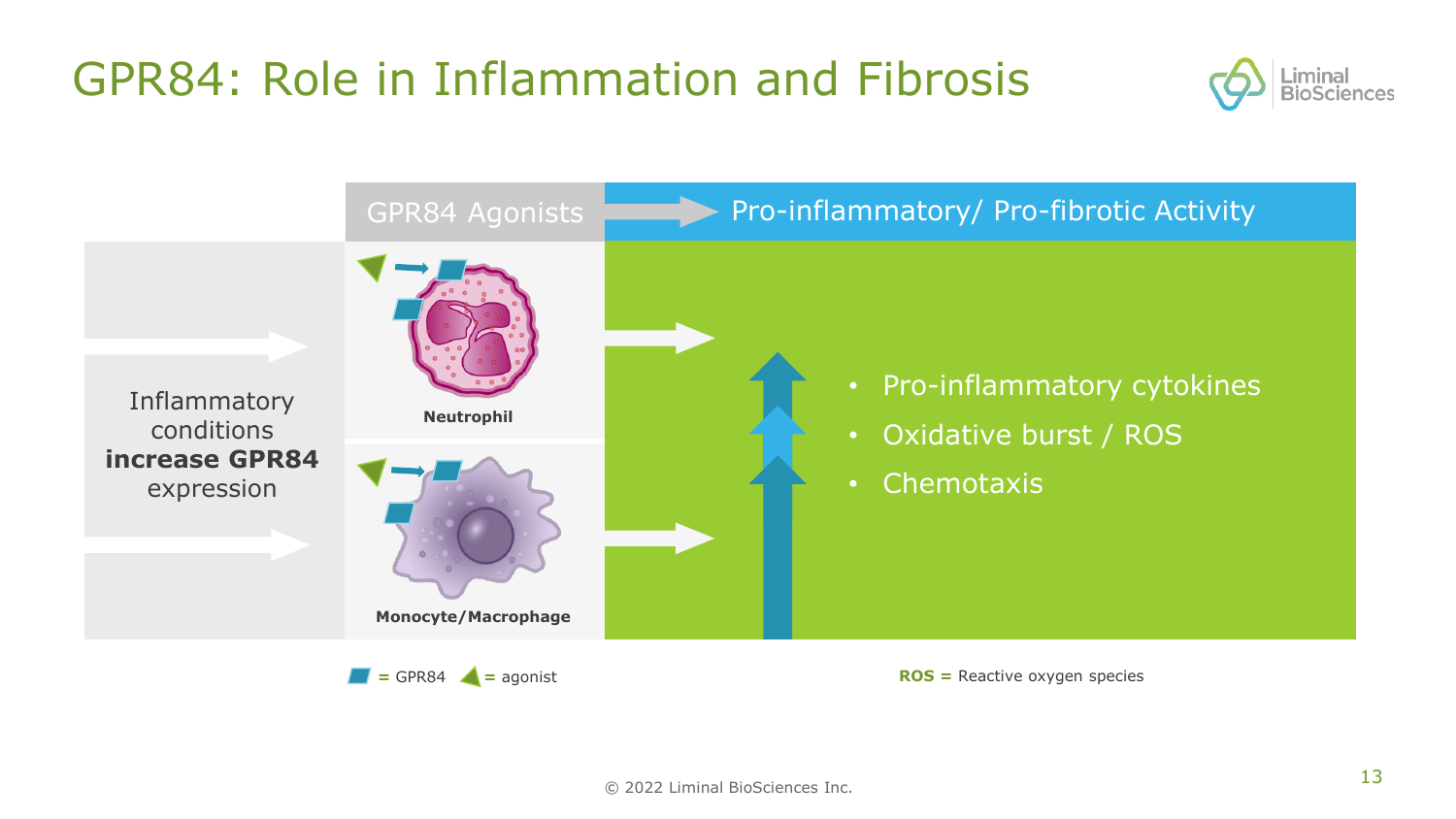# GPR84: Role in Inflammation and Fibrosis

Inflammatory conditions **increase GPR84** expression

GPR84 Agonists

Neutrophil

Monocyte/Macrophage

Pro-inflammatory/ Pro-fibrotic Activity

- Pro-inflammatory cytokines
- Oxidative burst / ROS
- Chemotaxis

= GPR84 = agonist

**ROS =** Reactive oxygen species

© 2022 Liminal BioSciences Inc.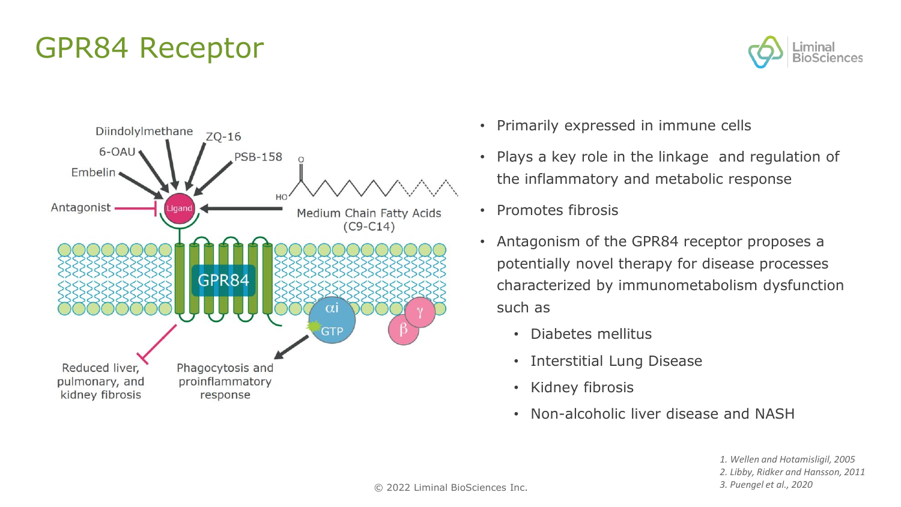# GPR84 Receptor

Diindolylmethane

ZQ-16

6-OAU

PSB-158

Embelin

Antagonist

Ligand

Medium Chain Fatty Acids (C9-C14)

GPR84

αi

GTP

β

γ

Reduced liver, pulmonary, and kidney fibrosis

Phagocytosis and proinflammatory response

- Primarily expressed in immune cells
- Plays a key role in the linkage and regulation of the inflammatory and metabolic response
- Promotes fibrosis
- Antagonism of the GPR84 receptor proposes a potentially novel therapy for disease processes characterized by immunometabolism dysfunction such as
  - Diabetes mellitus
  - Interstitial Lung Disease
  - Kidney fibrosis
  - Non-alcoholic liver disease and NASH

*1. Wellen and Hotamisligil, 2005*
*2. Libby, Ridker and Hansson, 2011*
*3. Puengel et al., 2020*

© 2022 Liminal BioSciences Inc.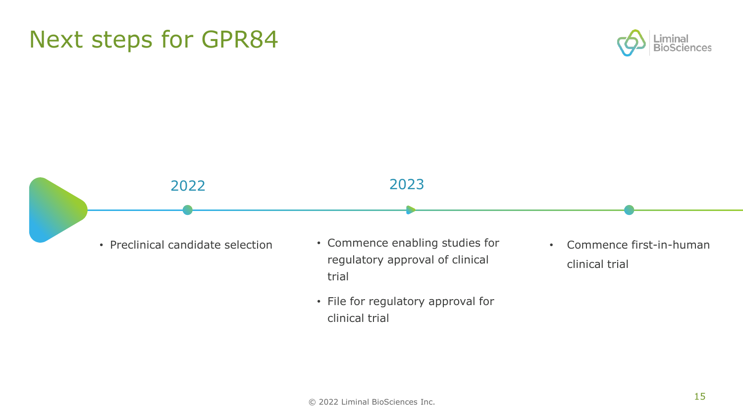# Next steps for GPR84

## 2022

- Preclinical candidate selection

## 2023

- Commence enabling studies for regulatory approval of clinical trial
- File for regulatory approval for clinical trial

- Commence first-in-human clinical trial

© 2022 Liminal BioSciences Inc.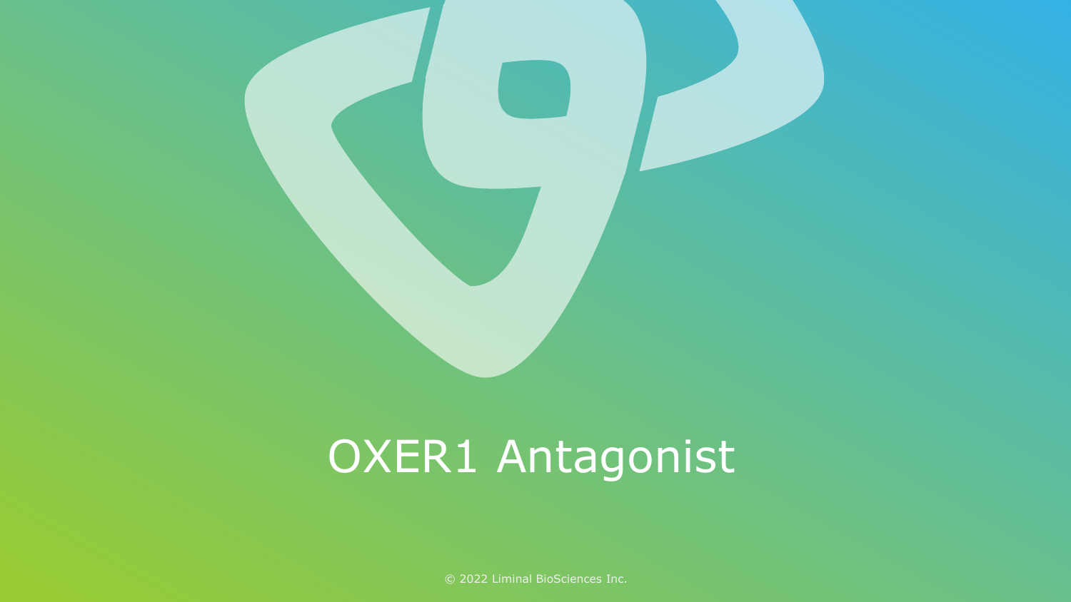# OXER1 Antagonist

© 2022 Liminal BioSciences Inc.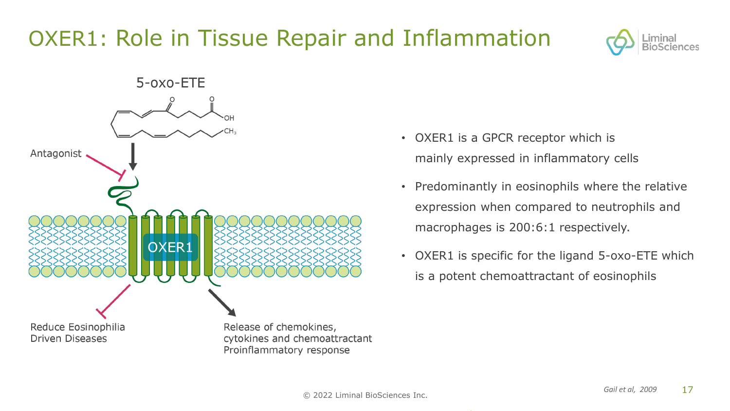# OXER1: Role in Tissue Repair and Inflammation

5-oxo-ETE

Antagonist

OXER1

Reduce Eosinophilia Driven Diseases

Release of chemokines, cytokines and chemoattractant Proinflammatory response

- OXER1 is a GPCR receptor which is mainly expressed in inflammatory cells
- Predominantly in eosinophils where the relative expression when compared to neutrophils and macrophages is 200:6:1 respectively.
- OXER1 is specific for the ligand 5-oxo-ETE which is a potent chemoattractant of eosinophils

*Gail et al, 2009*

© 2022 Liminal BioSciences Inc.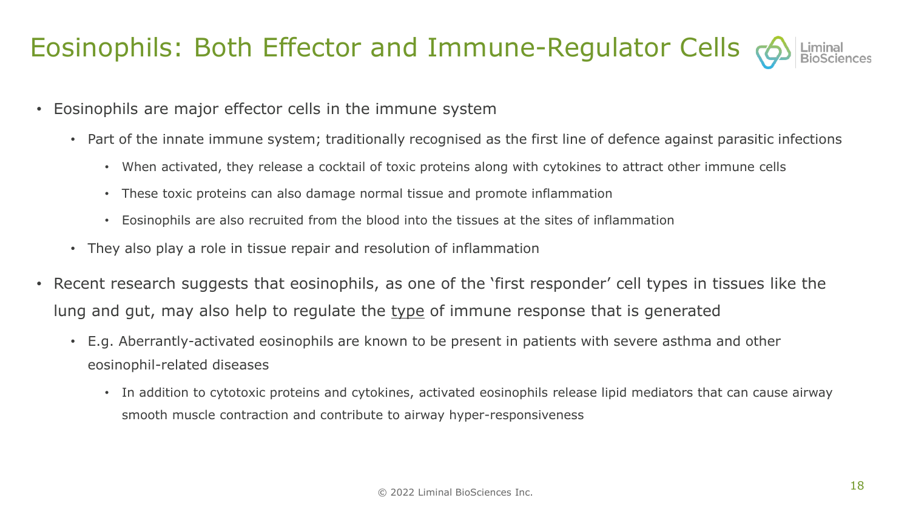# Eosinophils: Both Effector and Immune-Regulator Cells

- Eosinophils are major effector cells in the immune system
  - Part of the innate immune system; traditionally recognised as the first line of defence against parasitic infections
    - When activated, they release a cocktail of toxic proteins along with cytokines to attract other immune cells
    - These toxic proteins can also damage normal tissue and promote inflammation
    - Eosinophils are also recruited from the blood into the tissues at the sites of inflammation
  - They also play a role in tissue repair and resolution of inflammation
- Recent research suggests that eosinophils, as one of the 'first responder' cell types in tissues like the lung and gut, may also help to regulate the <u>type</u> of immune response that is generated
  - E.g. Aberrantly-activated eosinophils are known to be present in patients with severe asthma and other eosinophil-related diseases
    - In addition to cytotoxic proteins and cytokines, activated eosinophils release lipid mediators that can cause airway smooth muscle contraction and contribute to airway hyper-responsiveness

© 2022 Liminal BioSciences Inc.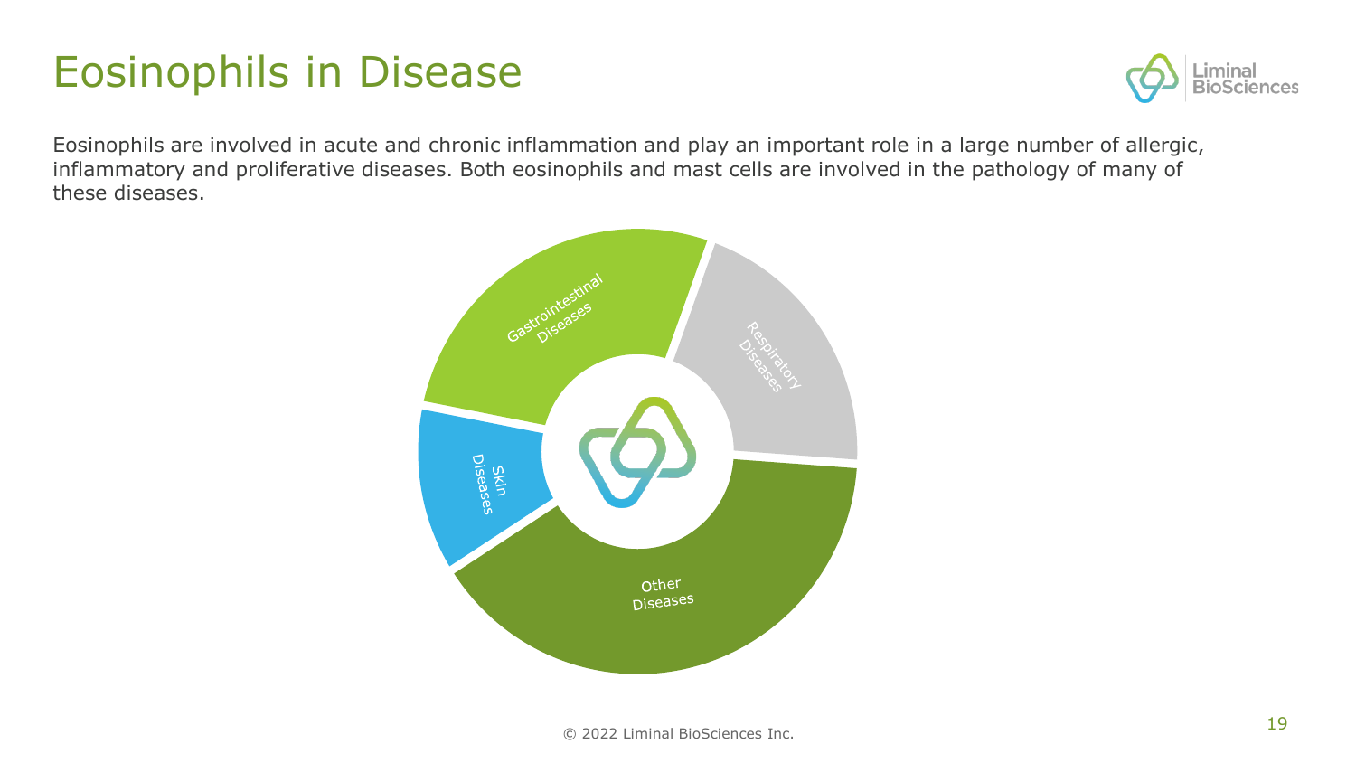# Eosinophils in Disease

Eosinophils are involved in acute and chronic inflammation and play an important role in a large number of allergic, inflammatory and proliferative diseases. Both eosinophils and mast cells are involved in the pathology of many of these diseases.

Gastrointestinal Diseases

Respiratory Diseases

Skin Diseases

Other Diseases

© 2022 Liminal BioSciences Inc.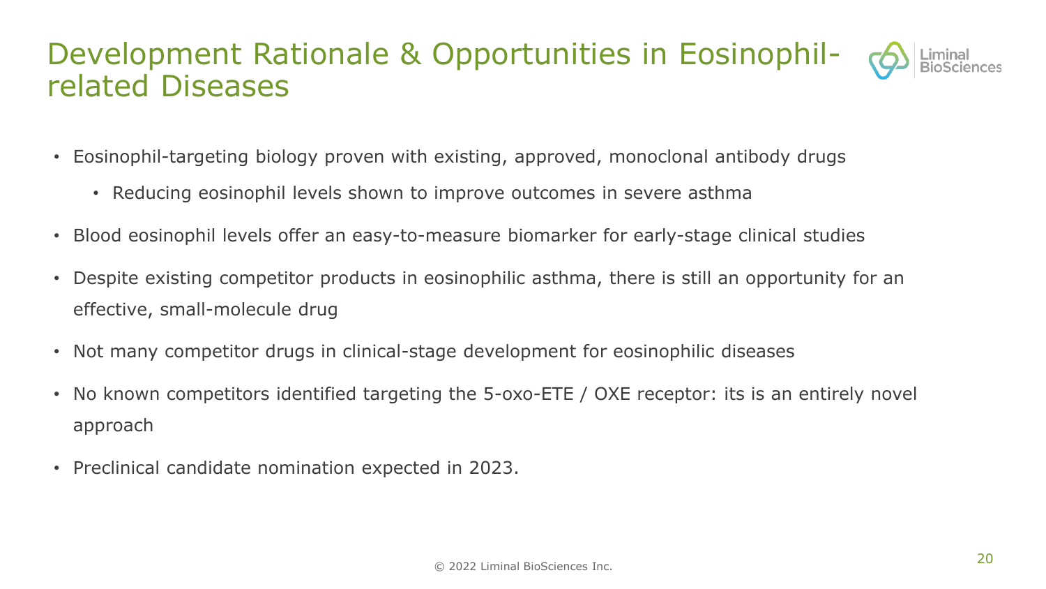# Development Rationale & Opportunities in Eosinophil-related Diseases

- Eosinophil-targeting biology proven with existing, approved, monoclonal antibody drugs
  - Reducing eosinophil levels shown to improve outcomes in severe asthma
- Blood eosinophil levels offer an easy-to-measure biomarker for early-stage clinical studies
- Despite existing competitor products in eosinophilic asthma, there is still an opportunity for an effective, small-molecule drug
- Not many competitor drugs in clinical-stage development for eosinophilic diseases
- No known competitors identified targeting the 5-oxo-ETE / OXE receptor: its is an entirely novel approach
- Preclinical candidate nomination expected in 2023.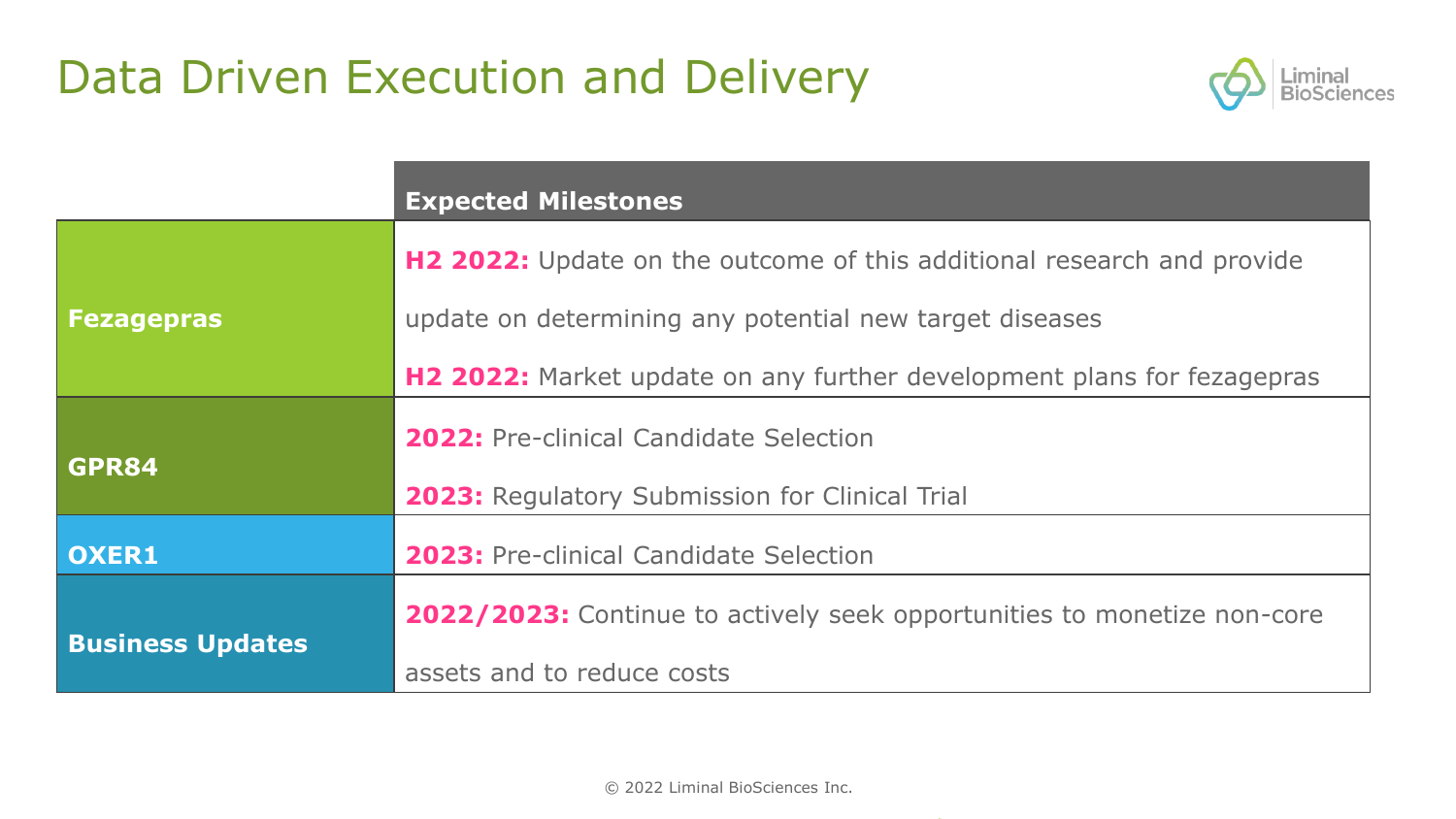# Data Driven Execution and Delivery

| | Expected Milestones |
|---|---|
| **Fezagepras** | **H2 2022:** Update on the outcome of this additional research and provide update on determining any potential new target diseases<br>**H2 2022:** Market update on any further development plans for fezagepras |
| **GPR84** | **2022:** Pre-clinical Candidate Selection<br>**2023:** Regulatory Submission for Clinical Trial |
| **OXER1** | **2023:** Pre-clinical Candidate Selection |
| **Business Updates** | **2022/2023:** Continue to actively seek opportunities to monetize non-core assets and to reduce costs |

© 2022 Liminal BioSciences Inc.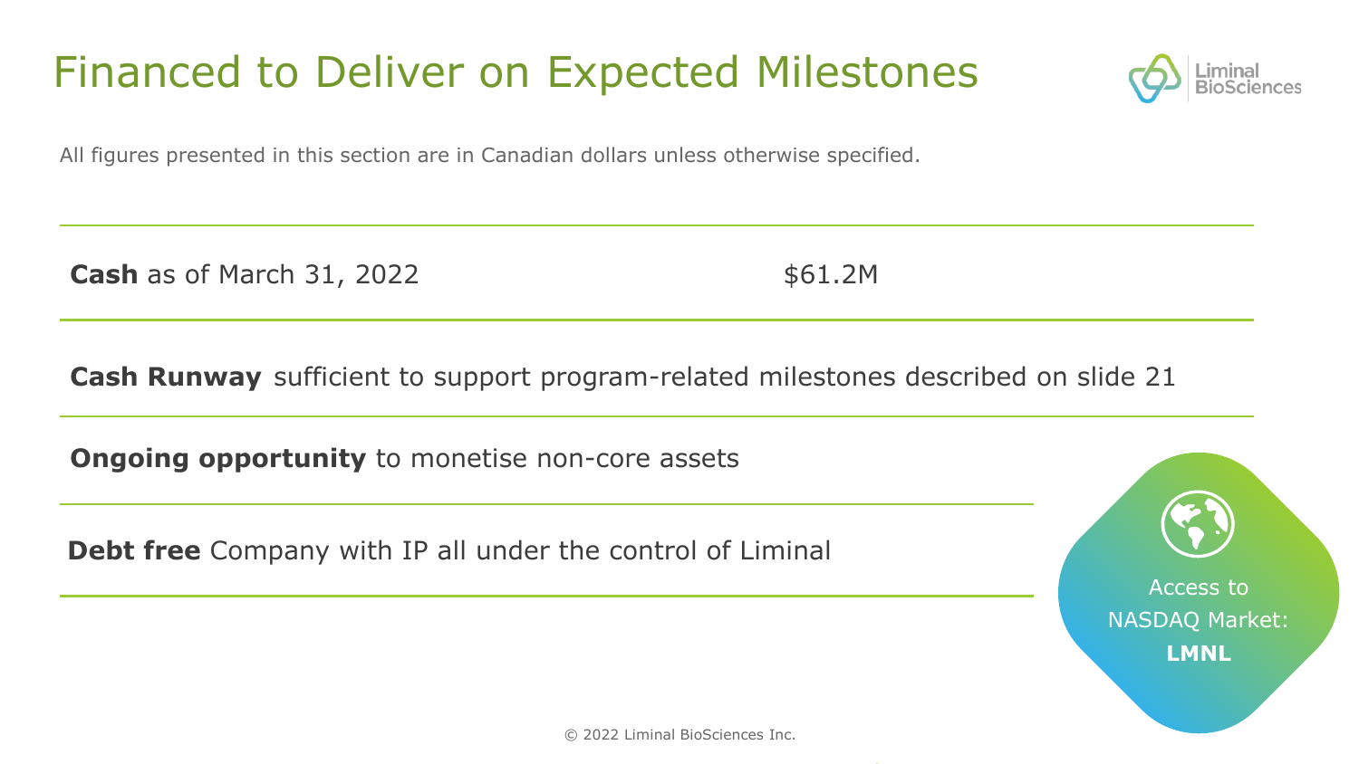# Financed to Deliver on Expected Milestones

All figures presented in this section are in Canadian dollars unless otherwise specified.

**Cash** as of March 31, 2022 $61.2M

**Cash Runway** sufficient to support program-related milestones described on slide 21

**Ongoing opportunity** to monetise non-core assets

**Debt free** Company with IP all under the control of Liminal

Access to NASDAQ Market: **LMNL**

© 2022 Liminal BioSciences Inc.